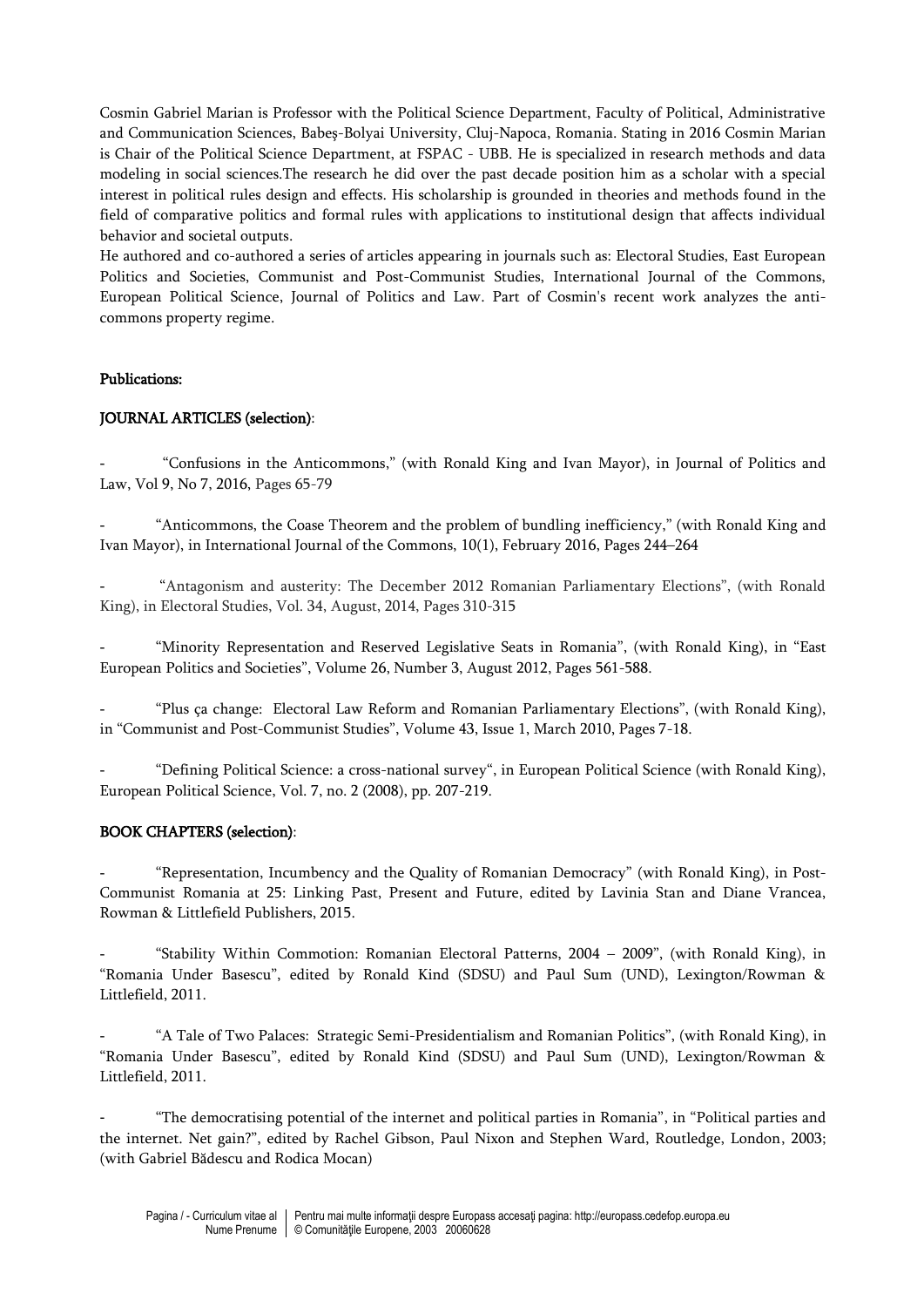Cosmin Gabriel Marian is Professor with the Political Science Department, Faculty of Political, Administrative and Communication Sciences, Babeş-Bolyai University, Cluj-Napoca, Romania. Stating in 2016 Cosmin Marian is Chair of the Political Science Department, at FSPAC - UBB. He is specialized in research methods and data modeling in social sciences.The research he did over the past decade position him as a scholar with a special interest in political rules design and effects. His scholarship is grounded in theories and methods found in the field of comparative politics and formal rules with applications to institutional design that affects individual behavior and societal outputs.

He authored and co-authored a series of articles appearing in journals such as: Electoral Studies, East European Politics and Societies, Communist and Post-Communist Studies, International Journal of the Commons, European Political Science, Journal of Politics and Law. Part of Cosmin's recent work analyzes the anti-commons property regime.

**Publications:**

**JOURNAL ARTICLES (selection)**:

- "Confusions in the Anticommons," (with Ronald King and Ivan Mayor), in Journal of Politics and Law, Vol 9, No 7, 2016, Pages 65-79

- "Anticommons, the Coase Theorem and the problem of bundling inefficiency," (with Ronald King and Ivan Mayor), in International Journal of the Commons, 10(1), February 2016, Pages 244–264

- "Antagonism and austerity: The December 2012 Romanian Parliamentary Elections", (with Ronald King), in Electoral Studies, Vol. 34, August, 2014, Pages 310-315

- "Minority Representation and Reserved Legislative Seats in Romania", (with Ronald King), in "East European Politics and Societies", Volume 26, Number 3, August 2012, Pages 561-588.

- "Plus ça change: Electoral Law Reform and Romanian Parliamentary Elections", (with Ronald King), in "Communist and Post-Communist Studies", Volume 43, Issue 1, March 2010, Pages 7-18.

- "Defining Political Science: a cross-national survey", in European Political Science (with Ronald King), European Political Science, Vol. 7, no. 2 (2008), pp. 207-219.

**BOOK CHAPTERS (selection)**:

- "Representation, Incumbency and the Quality of Romanian Democracy" (with Ronald King), in Post-Communist Romania at 25: Linking Past, Present and Future, edited by Lavinia Stan and Diane Vrancea, Rowman & Littlefield Publishers, 2015.

- "Stability Within Commotion: Romanian Electoral Patterns, 2004 – 2009", (with Ronald King), in "Romania Under Basescu", edited by Ronald Kind (SDSU) and Paul Sum (UND), Lexington/Rowman & Littlefield, 2011.

- "A Tale of Two Palaces: Strategic Semi-Presidentialism and Romanian Politics", (with Ronald King), in "Romania Under Basescu", edited by Ronald Kind (SDSU) and Paul Sum (UND), Lexington/Rowman & Littlefield, 2011.

- "The democratising potential of the internet and political parties in Romania", in "Political parties and the internet. Net gain?", edited by Rachel Gibson, Paul Nixon and Stephen Ward, Routledge, London, 2003; (with Gabriel Bădescu and Rodica Mocan)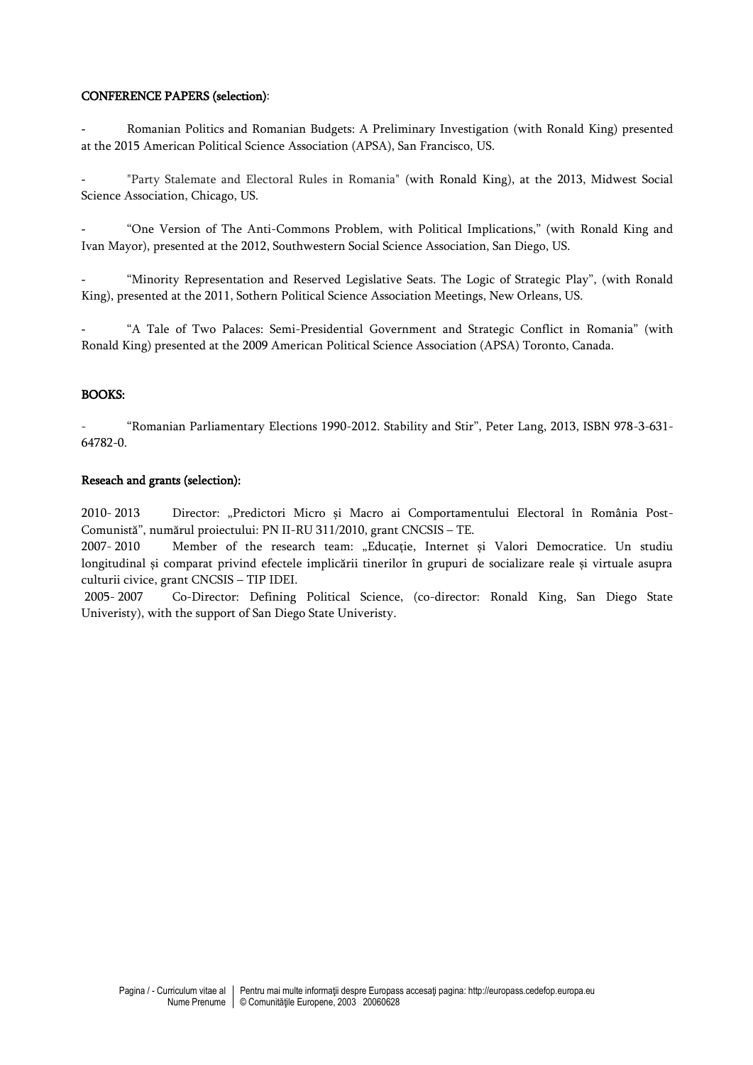**CONFERENCE PAPERS (selection)**:

- Romanian Politics and Romanian Budgets: A Preliminary Investigation (with Ronald King) presented at the 2015 American Political Science Association (APSA), San Francisco, US.

- "Party Stalemate and Electoral Rules in Romania" (with Ronald King), at the 2013, Midwest Social Science Association, Chicago, US.

- "One Version of The Anti-Commons Problem, with Political Implications," (with Ronald King and Ivan Mayor), presented at the 2012, Southwestern Social Science Association, San Diego, US.

- "Minority Representation and Reserved Legislative Seats. The Logic of Strategic Play", (with Ronald King), presented at the 2011, Sothern Political Science Association Meetings, New Orleans, US.

- "A Tale of Two Palaces: Semi-Presidential Government and Strategic Conflict in Romania" (with Ronald King) presented at the 2009 American Political Science Association (APSA) Toronto, Canada.

**BOOKS:**

- "Romanian Parliamentary Elections 1990-2012. Stability and Stir", Peter Lang, 2013, ISBN 978-3-631-64782-0.

**Reseach and grants (selection):**

2010- 2013 Director: „Predictori Micro și Macro ai Comportamentului Electoral în România Post-Comunistă", numărul proiectului: PN II-RU 311/2010, grant CNCSIS – TE.

2007- 2010 Member of the research team: „Educație, Internet și Valori Democratice. Un studiu longitudinal și comparat privind efectele implicării tinerilor în grupuri de socializare reale și virtuale asupra culturii civice, grant CNCSIS – TIP IDEI.

2005- 2007 Co-Director: Defining Political Science, (co-director: Ronald King, San Diego State Univeristy), with the support of San Diego State Univeristy.